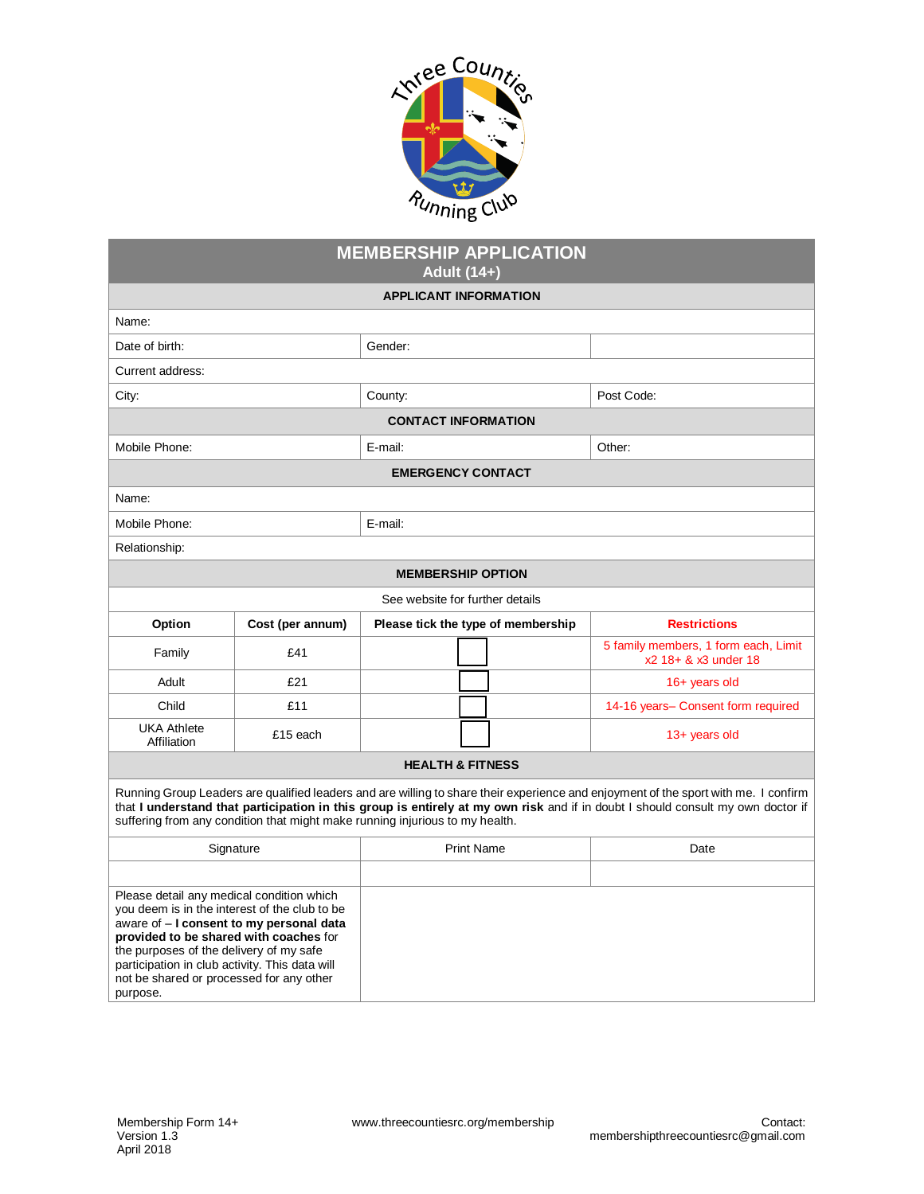# MEMBERSHIP APPLICATION

## Adult (14+)

### APPLICANT INFORMATION

| | | |
|---|---|---|
| Name: | | |
| Date of birth: | Gender: | |
| Current address: | | |
| City: | County: | Post Code: |

### CONTACT INFORMATION

| | | |
|---|---|---|
| Mobile Phone: | E-mail: | Other: |

### EMERGENCY CONTACT

| | |
|---|---|
| Name: | |
| Mobile Phone: | E-mail: |
| Relationship: | |

### MEMBERSHIP OPTION

See website for further details

| Option | Cost (per annum) | Please tick the type of membership | Restrictions |
|---|---|---|---|
| Family | £41 | ☐ | 5 family members, 1 form each, Limit x2 18+ & x3 under 18 |
| Adult | £21 | ☐ | 16+ years old |
| Child | £11 | ☐ | 14-16 years– Consent form required |
| UKA Athlete Affiliation | £15 each | ☐ | 13+ years old |

### HEALTH & FITNESS

Running Group Leaders are qualified leaders and are willing to share their experience and enjoyment of the sport with me. I confirm that **I understand that participation in this group is entirely at my own risk** and if in doubt I should consult my own doctor if suffering from any condition that might make running injurious to my health.

| Signature | Print Name | Date |
|---|---|---|
| | | |

| | |
|---|---|
| Please detail any medical condition which you deem is in the interest of the club to be aware of – **I consent to my personal data provided to be shared with coaches** for the purposes of the delivery of my safe participation in club activity. This data will not be shared or processed for any other purpose. | |

Membership Form 14+
Version 1.3
April 2018

www.threecountiesrc.org/membership

Contact:
membershipthreecountiesrc@gmail.com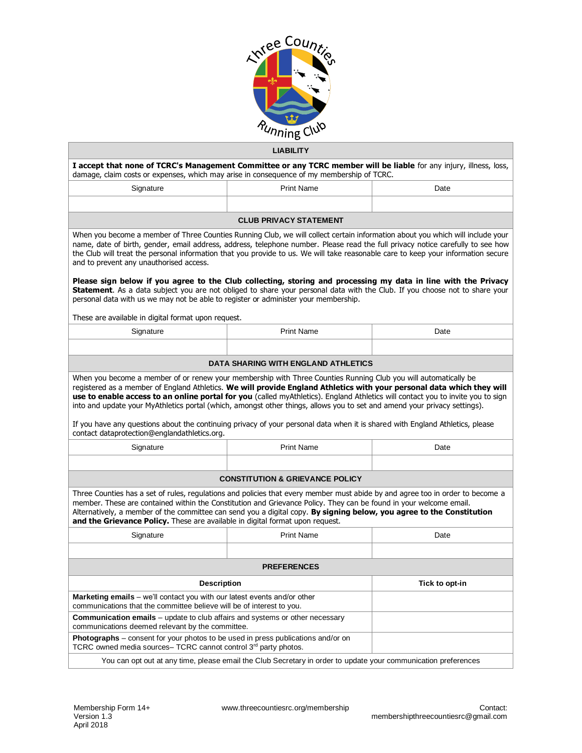Three Counties Running Club

## LIABILITY

**I accept that none of TCRC's Management Committee or any TCRC member will be liable** for any injury, illness, loss, damage, claim costs or expenses, which may arise in consequence of my membership of TCRC.

| Signature | Print Name | Date |
| --- | --- | --- |
| | | |

## CLUB PRIVACY STATEMENT

When you become a member of Three Counties Running Club, we will collect certain information about you which will include your name, date of birth, gender, email address, address, telephone number. Please read the full privacy notice carefully to see how the Club will treat the personal information that you provide to us. We will take reasonable care to keep your information secure and to prevent any unauthorised access.

**Please sign below if you agree to the Club collecting, storing and processing my data in line with the Privacy Statement**. As a data subject you are not obliged to share your personal data with the Club. If you choose not to share your personal data with us we may not be able to register or administer your membership.

These are available in digital format upon request.

| Signature | Print Name | Date |
| --- | --- | --- |
| | | |

## DATA SHARING WITH ENGLAND ATHLETICS

When you become a member of or renew your membership with Three Counties Running Club you will automatically be registered as a member of England Athletics. **We will provide England Athletics with your personal data which they will use to enable access to an online portal for you** (called myAthletics). England Athletics will contact you to invite you to sign into and update your MyAthletics portal (which, amongst other things, allows you to set and amend your privacy settings).

If you have any questions about the continuing privacy of your personal data when it is shared with England Athletics, please contact dataprotection@englandathletics.org.

| Signature | Print Name | Date |
| --- | --- | --- |
| | | |

## CONSTITUTION & GRIEVANCE POLICY

Three Counties has a set of rules, regulations and policies that every member must abide by and agree too in order to become a member. These are contained within the Constitution and Grievance Policy. They can be found in your welcome email. Alternatively, a member of the committee can send you a digital copy. **By signing below, you agree to the Constitution and the Grievance Policy.** These are available in digital format upon request.

| Signature | Print Name | Date |
| --- | --- | --- |
| | | |

## PREFERENCES

| Description | Tick to opt-in |
| --- | --- |
| **Marketing emails** – we'll contact you with our latest events and/or other communications that the committee believe will be of interest to you. | |
| **Communication emails** – update to club affairs and systems or other necessary communications deemed relevant by the committee. | |
| **Photographs** – consent for your photos to be used in press publications and/or on TCRC owned media sources– TCRC cannot control 3rd party photos. | |

You can opt out at any time, please email the Club Secretary in order to update your communication preferences

Membership Form 14+
Version 1.3
April 2018

www.threecountiesrc.org/membership

Contact:
membershipthreecountiesrc@gmail.com